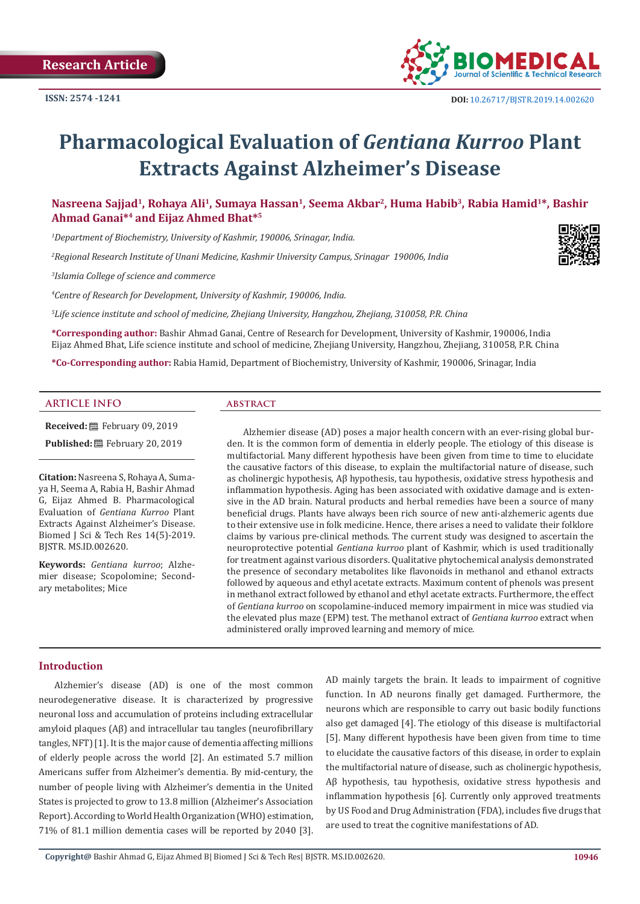Research Article

ISSN: 2574 -1241

DOI: 10.26717/BJSTR.2019.14.002620

# Pharmacological Evaluation of *Gentiana Kurroo* Plant Extracts Against Alzheimer's Disease

**Nasreena Sajjad[1], Rohaya Ali[1], Sumaya Hassan[1], Seema Akbar[2], Huma Habib[3], Rabia Hamid[1]*, Bashir Ahmad Ganai*[4] and Eijaz Ahmed Bhat*[5]**

[1]*Department of Biochemistry, University of Kashmir, 190006, Srinagar, India.*

[2]*Regional Research Institute of Unani Medicine, Kashmir University Campus, Srinagar 190006, India*

[3]*Islamia College of science and commerce*

[4]*Centre of Research for Development, University of Kashmir, 190006, India.*

[5]*Life science institute and school of medicine, Zhejiang University, Hangzhou, Zhejiang, 310058, P.R. China*

**\*Corresponding author:** Bashir Ahmad Ganai, Centre of Research for Development, University of Kashmir, 190006, India
Eijaz Ahmed Bhat, Life science institute and school of medicine, Zhejiang University, Hangzhou, Zhejiang, 310058, P.R. China

**\*Co-Corresponding author:** Rabia Hamid, Department of Biochemistry, University of Kashmir, 190006, Srinagar, India

## ARTICLE INFO

**Received:** February 09, 2019

**Published:** February 20, 2019

**Citation:** Nasreena S, Rohaya A, Sumaya H, Seema A, Rabia H, Bashir Ahmad G, Eijaz Ahmed B. Pharmacological Evaluation of *Gentiana Kurroo* Plant Extracts Against Alzheimer's Disease. Biomed J Sci & Tech Res 14(5)-2019. BJSTR. MS.ID.002620.

**Keywords:** *Gentiana kurroo*; Alzhemier disease; Scopolomine; Secondary metabolites; Mice

## ABSTRACT

Alzhemier disease (AD) poses a major health concern with an ever-rising global burden. It is the common form of dementia in elderly people. The etiology of this disease is multifactorial. Many different hypothesis have been given from time to time to elucidate the causative factors of this disease, to explain the multifactorial nature of disease, such as cholinergic hypothesis, Aβ hypothesis, tau hypothesis, oxidative stress hypothesis and inflammation hypothesis. Aging has been associated with oxidative damage and is extensive in the AD brain. Natural products and herbal remedies have been a source of many beneficial drugs. Plants have always been rich source of new anti-alzhemeric agents due to their extensive use in folk medicine. Hence, there arises a need to validate their folklore claims by various pre-clinical methods. The current study was designed to ascertain the neuroprotective potential *Gentiana kurroo* plant of Kashmir, which is used traditionally for treatment against various disorders. Qualitative phytochemical analysis demonstrated the presence of secondary metabolites like flavonoids in methanol and ethanol extracts followed by aqueous and ethyl acetate extracts. Maximum content of phenols was present in methanol extract followed by ethanol and ethyl acetate extracts. Furthermore, the effect of *Gentiana kurroo* on scopolamine-induced memory impairment in mice was studied via the elevated plus maze (EPM) test. The methanol extract of *Gentiana kurroo* extract when administered orally improved learning and memory of mice.

## Introduction

Alzheimer's disease (AD) is one of the most common neurodegenerative disease. It is characterized by progressive neuronal loss and accumulation of proteins including extracellular amyloid plaques (Aβ) and intracellular tau tangles (neurofibrillary tangles, NFT) [1]. It is the major cause of dementia affecting millions of elderly people across the world [2]. An estimated 5.7 million Americans suffer from Alzheimer's dementia. By mid-century, the number of people living with Alzheimer's dementia in the United States is projected to grow to 13.8 million (Alzheimer's Association Report). According to World Health Organization (WHO) estimation, 71% of 81.1 million dementia cases will be reported by 2040 [3]. AD mainly targets the brain. It leads to impairment of cognitive function. In AD neurons finally get damaged. Furthermore, the neurons which are responsible to carry out basic bodily functions also get damaged [4]. The etiology of this disease is multifactorial [5]. Many different hypothesis have been given from time to time to elucidate the causative factors of this disease, in order to explain the multifactorial nature of disease, such as cholinergic hypothesis, Aβ hypothesis, tau hypothesis, oxidative stress hypothesis and inflammation hypothesis [6]. Currently only approved treatments by US Food and Drug Administration (FDA), includes five drugs that are used to treat the cognitive manifestations of AD.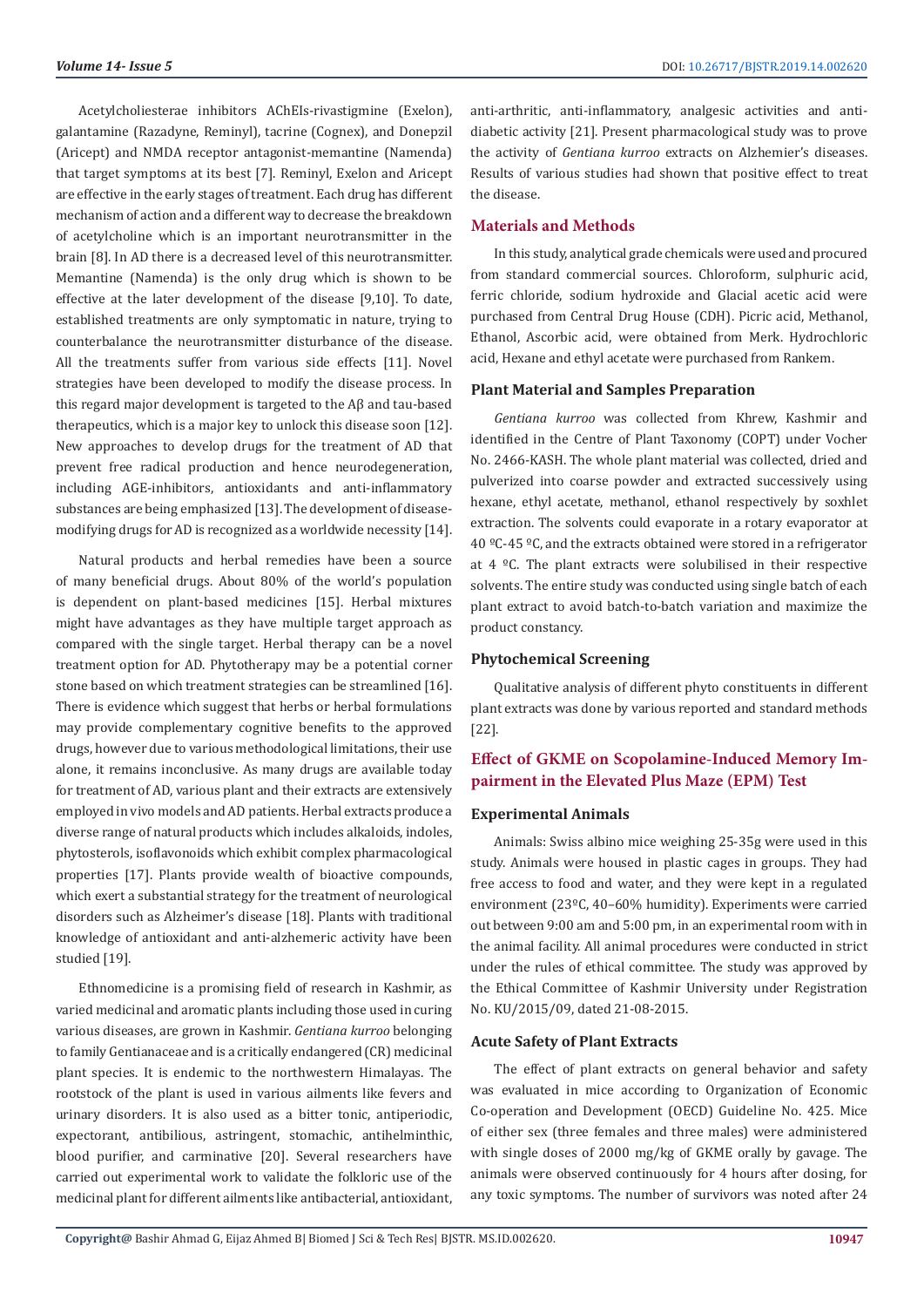Acetylcholiesterae inhibitors AChEIs-rivastigmine (Exelon), galantamine (Razadyne, Reminyl), tacrine (Cognex), and Donepzil (Aricept) and NMDA receptor antagonist-memantine (Namenda) that target symptoms at its best [7]. Reminyl, Exelon and Aricept are effective in the early stages of treatment. Each drug has different mechanism of action and a different way to decrease the breakdown of acetylcholine which is an important neurotransmitter in the brain [8]. In AD there is a decreased level of this neurotransmitter. Memantine (Namenda) is the only drug which is shown to be effective at the later development of the disease [9,10]. To date, established treatments are only symptomatic in nature, trying to counterbalance the neurotransmitter disturbance of the disease. All the treatments suffer from various side effects [11]. Novel strategies have been developed to modify the disease process. In this regard major development is targeted to the Aβ and tau-based therapeutics, which is a major key to unlock this disease soon [12]. New approaches to develop drugs for the treatment of AD that prevent free radical production and hence neurodegeneration, including AGE-inhibitors, antioxidants and anti-inflammatory substances are being emphasized [13]. The development of disease-modifying drugs for AD is recognized as a worldwide necessity [14].

Natural products and herbal remedies have been a source of many beneficial drugs. About 80% of the world's population is dependent on plant-based medicines [15]. Herbal mixtures might have advantages as they have multiple target approach as compared with the single target. Herbal therapy can be a novel treatment option for AD. Phytotherapy may be a potential corner stone based on which treatment strategies can be streamlined [16]. There is evidence which suggest that herbs or herbal formulations may provide complementary cognitive benefits to the approved drugs, however due to various methodological limitations, their use alone, it remains inconclusive. As many drugs are available today for treatment of AD, various plant and their extracts are extensively employed in vivo models and AD patients. Herbal extracts produce a diverse range of natural products which includes alkaloids, indoles, phytosterols, isoflavonoids which exhibit complex pharmacological properties [17]. Plants provide wealth of bioactive compounds, which exert a substantial strategy for the treatment of neurological disorders such as Alzheimer's disease [18]. Plants with traditional knowledge of antioxidant and anti-alzhemeric activity have been studied [19].

Ethnomedicine is a promising field of research in Kashmir, as varied medicinal and aromatic plants including those used in curing various diseases, are grown in Kashmir. *Gentiana kurroo* belonging to family Gentianaceae and is a critically endangered (CR) medicinal plant species. It is endemic to the northwestern Himalayas. The rootstock of the plant is used in various ailments like fevers and urinary disorders. It is also used as a bitter tonic, antiperiodic, expectorant, antibilious, astringent, stomachic, antihelminthic, blood purifier, and carminative [20]. Several researchers have carried out experimental work to validate the folkloric use of the medicinal plant for different ailments like antibacterial, antioxidant, anti-arthritic, anti-inflammatory, analgesic activities and anti-diabetic activity [21]. Present pharmacological study was to prove the activity of *Gentiana kurroo* extracts on Alzheimer's diseases. Results of various studies had shown that positive effect to treat the disease.

## Materials and Methods

In this study, analytical grade chemicals were used and procured from standard commercial sources. Chloroform, sulphuric acid, ferric chloride, sodium hydroxide and Glacial acetic acid were purchased from Central Drug House (CDH). Picric acid, Methanol, Ethanol, Ascorbic acid, were obtained from Merk. Hydrochloric acid, Hexane and ethyl acetate were purchased from Rankem.

### Plant Material and Samples Preparation

*Gentiana kurroo* was collected from Khrew, Kashmir and identified in the Centre of Plant Taxonomy (COPT) under Vocher No. 2466-KASH. The whole plant material was collected, dried and pulverized into coarse powder and extracted successively using hexane, ethyl acetate, methanol, ethanol respectively by soxhlet extraction. The solvents could evaporate in a rotary evaporator at 40 ºC-45 ºC, and the extracts obtained were stored in a refrigerator at 4 ºC. The plant extracts were solubilised in their respective solvents. The entire study was conducted using single batch of each plant extract to avoid batch-to-batch variation and maximize the product constancy.

### Phytochemical Screening

Qualitative analysis of different phyto constituents in different plant extracts was done by various reported and standard methods [22].

## Effect of GKME on Scopolamine-Induced Memory Impairment in the Elevated Plus Maze (EPM) Test

### Experimental Animals

Animals: Swiss albino mice weighing 25-35g were used in this study. Animals were housed in plastic cages in groups. They had free access to food and water, and they were kept in a regulated environment (23ºC, 40–60% humidity). Experiments were carried out between 9:00 am and 5:00 pm, in an experimental room with in the animal facility. All animal procedures were conducted in strict under the rules of ethical committee. The study was approved by the Ethical Committee of Kashmir University under Registration No. KU/2015/09, dated 21-08-2015.

### Acute Safety of Plant Extracts

The effect of plant extracts on general behavior and safety was evaluated in mice according to Organization of Economic Co-operation and Development (OECD) Guideline No. 425. Mice of either sex (three females and three males) were administered with single doses of 2000 mg/kg of GKME orally by gavage. The animals were observed continuously for 4 hours after dosing, for any toxic symptoms. The number of survivors was noted after 24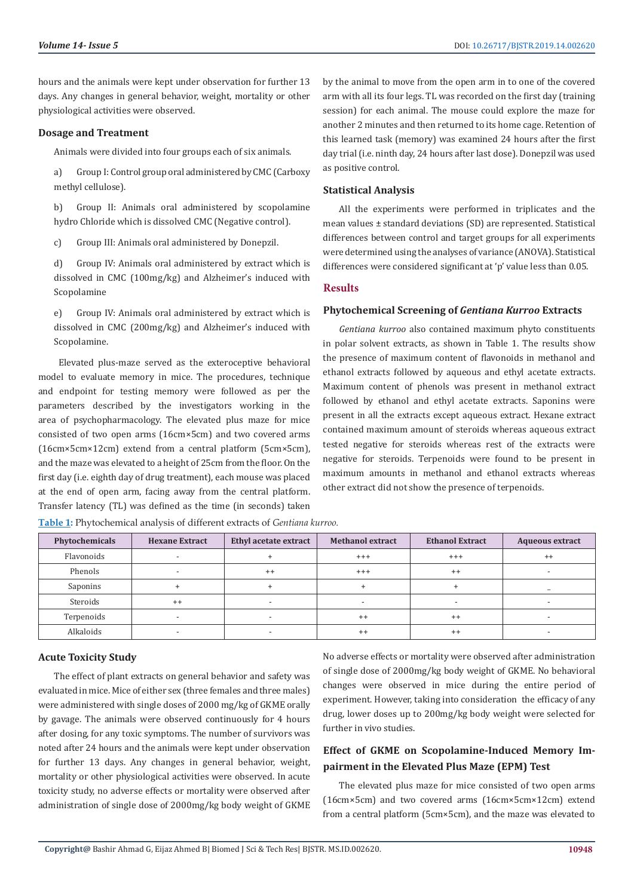hours and the animals were kept under observation for further 13 days. Any changes in general behavior, weight, mortality or other physiological activities were observed.

### Dosage and Treatment

Animals were divided into four groups each of six animals.

a) Group I: Control group oral administered by CMC (Carboxy methyl cellulose).

b) Group II: Animals oral administered by scopolamine hydro Chloride which is dissolved CMC (Negative control).

c) Group III: Animals oral administered by Donepzil.

d) Group IV: Animals oral administered by extract which is dissolved in CMC (100mg/kg) and Alzheimer's induced with Scopolamine

e) Group IV: Animals oral administered by extract which is dissolved in CMC (200mg/kg) and Alzheimer's induced with Scopolamine.

Elevated plus-maze served as the exteroceptive behavioral model to evaluate memory in mice. The procedures, technique and endpoint for testing memory were followed as per the parameters described by the investigators working in the area of psychopharmacology. The elevated plus maze for mice consisted of two open arms (16cm×5cm) and two covered arms (16cm×5cm×12cm) extend from a central platform (5cm×5cm), and the maze was elevated to a height of 25cm from the floor. On the first day (i.e. eighth day of drug treatment), each mouse was placed at the end of open arm, facing away from the central platform. Transfer latency (TL) was defined as the time (in seconds) taken by the animal to move from the open arm in to one of the covered arm with all its four legs. TL was recorded on the first day (training session) for each animal. The mouse could explore the maze for another 2 minutes and then returned to its home cage. Retention of this learned task (memory) was examined 24 hours after the first day trial (i.e. ninth day, 24 hours after last dose). Donepzil was used as positive control.

### Statistical Analysis

All the experiments were performed in triplicates and the mean values ± standard deviations (SD) are represented. Statistical differences between control and target groups for all experiments were determined using the analyses of variance (ANOVA). Statistical differences were considered significant at 'p' value less than 0.05.

## Results

### Phytochemical Screening of *Gentiana Kurroo* Extracts

*Gentiana kurroo* also contained maximum phyto constituents in polar solvent extracts, as shown in Table 1. The results show the presence of maximum content of flavonoids in methanol and ethanol extracts followed by aqueous and ethyl acetate extracts. Maximum content of phenols was present in methanol extract followed by ethanol and ethyl acetate extracts. Saponins were present in all the extracts except aqueous extract. Hexane extract contained maximum amount of steroids whereas aqueous extract tested negative for steroids whereas rest of the extracts were negative for steroids. Terpenoids were found to be present in maximum amounts in methanol and ethanol extracts whereas other extract did not show the presence of terpenoids.

**Table 1:** Phytochemical analysis of different extracts of *Gentiana kurroo.*

| Phytochemicals | Hexane Extract | Ethyl acetate extract | Methanol extract | Ethanol Extract | Aqueous extract |
|---|---|---|---|---|---|
| Flavonoids | - | + | +++ | +++ | ++ |
| Phenols | - | ++ | +++ | ++ | - |
| Saponins | + | + | + | + | _ |
| Steroids | ++ | - | - | - | - |
| Terpenoids | - | - | ++ | ++ | - |
| Alkaloids | - | - | ++ | ++ | - |

### Acute Toxicity Study

The effect of plant extracts on general behavior and safety was evaluated in mice. Mice of either sex (three females and three males) were administered with single doses of 2000 mg/kg of GKME orally by gavage. The animals were observed continuously for 4 hours after dosing, for any toxic symptoms. The number of survivors was noted after 24 hours and the animals were kept under observation for further 13 days. Any changes in general behavior, weight, mortality or other physiological activities were observed. In acute toxicity study, no adverse effects or mortality were observed after administration of single dose of 2000mg/kg body weight of GKME No adverse effects or mortality were observed after administration of single dose of 2000mg/kg body weight of GKME. No behavioral changes were observed in mice during the entire period of experiment. However, taking into consideration the efficacy of any drug, lower doses up to 200mg/kg body weight were selected for further in vivo studies.

### Effect of GKME on Scopolamine-Induced Memory Impairment in the Elevated Plus Maze (EPM) Test

The elevated plus maze for mice consisted of two open arms (16cm×5cm) and two covered arms (16cm×5cm×12cm) extend from a central platform (5cm×5cm), and the maze was elevated to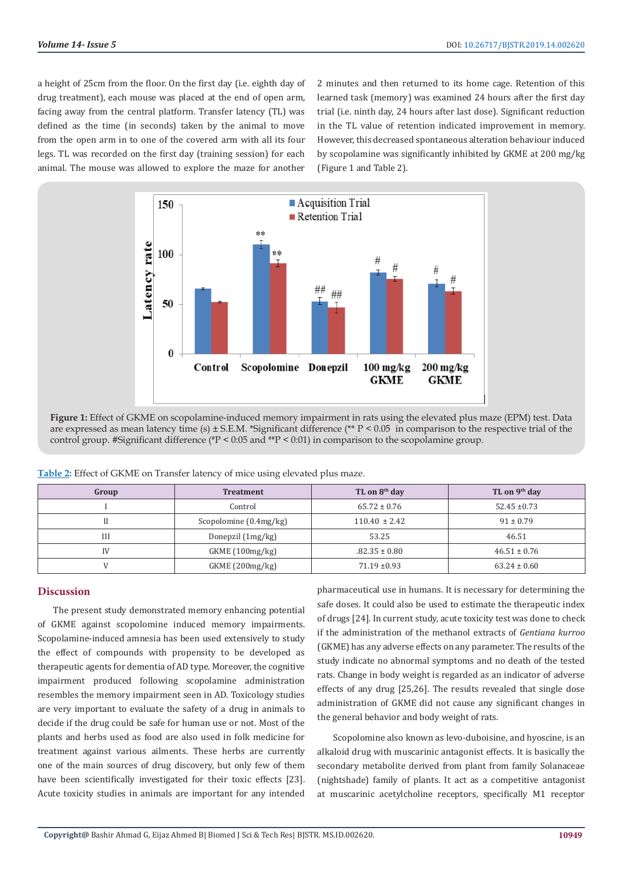a height of 25cm from the floor. On the first day (i.e. eighth day of drug treatment), each mouse was placed at the end of open arm, facing away from the central platform. Transfer latency (TL) was defined as the time (in seconds) taken by the animal to move from the open arm in to one of the covered arm with all its four legs. TL was recorded on the first day (training session) for each animal. The mouse was allowed to explore the maze for another 2 minutes and then returned to its home cage. Retention of this learned task (memory) was examined 24 hours after the first day trial (i.e. ninth day, 24 hours after last dose). Significant reduction in the TL value of retention indicated improvement in memory. However, this decreased spontaneous alteration behaviour induced by scopolamine was significantly inhibited by GKME at 200 mg/kg (Figure 1 and Table 2).

**Figure 1:** Effect of GKME on scopolamine-induced memory impairment in rats using the elevated plus maze (EPM) test. Data are expressed as mean latency time (s) ± S.E.M. *Significant difference (** P < 0.05 in comparison to the respective trial of the control group. #Significant difference (#P < 0:05 and ##P < 0:01) in comparison to the scopolamine group.

Table 2: Effect of GKME on Transfer latency of mice using elevated plus maze.

| Group | Treatment | TL on 8th day | TL on 9th day |
|---|---|---|---|
| I | Control | 65.72 ± 0.76 | 52.45 ±0.73 |
| II | Scopolomine (0.4mg/kg) | 110.40 ± 2.42 | 91 ± 0.79 |
| III | Donepzil (1mg/kg) | 53.25 | 46.51 |
| IV | GKME (100mg/kg) | .82.35 ± 0.80 | 46.51 ± 0.76 |
| V | GKME (200mg/kg) | 71.19 ±0.93 | 63.24 ± 0.60 |

## Discussion

The present study demonstrated memory enhancing potential of GKME against scopolomine induced memory impairments. Scopolamine-induced amnesia has been used extensively to study the effect of compounds with propensity to be developed as therapeutic agents for dementia of AD type. Moreover, the cognitive impairment produced following scopolamine administration resembles the memory impairment seen in AD. Toxicology studies are very important to evaluate the safety of a drug in animals to decide if the drug could be safe for human use or not. Most of the plants and herbs used as food are also used in folk medicine for treatment against various ailments. These herbs are currently one of the main sources of drug discovery, but only few of them have been scientifically investigated for their toxic effects [23]. Acute toxicity studies in animals are important for any intended pharmaceutical use in humans. It is necessary for determining the safe doses. It could also be used to estimate the therapeutic index of drugs [24]. In current study, acute toxicity test was done to check if the administration of the methanol extracts of *Gentiana kurroo* (GKME) has any adverse effects on any parameter. The results of the study indicate no abnormal symptoms and no death of the tested rats. Change in body weight is regarded as an indicator of adverse effects of any drug [25,26]. The results revealed that single dose administration of GKME did not cause any significant changes in the general behavior and body weight of rats.

Scopolomine also known as levo-duboisine, and hyoscine, is an alkaloid drug with muscarinic antagonist effects. It is basically the secondary metabolite derived from plant from family Solanaceae (nightshade) family of plants. It act as a competitive antagonist at muscarinic acetylcholine receptors, specifically M1 receptor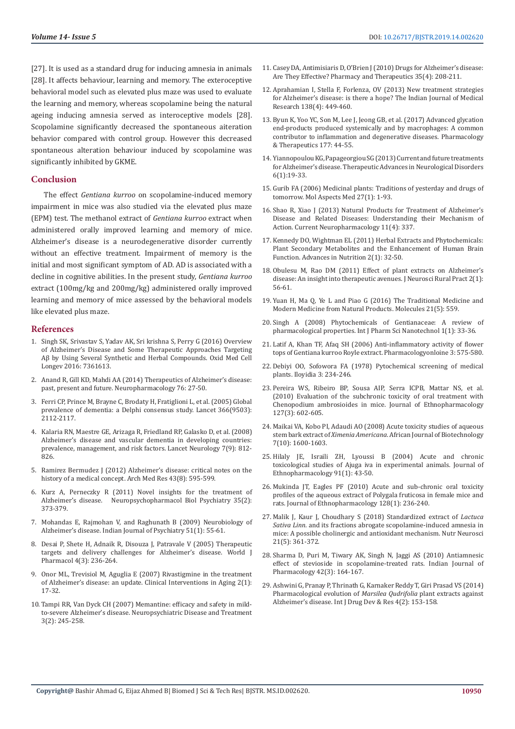[27]. It is used as a standard drug for inducing amnesia in animals [28]. It affects behaviour, learning and memory. The exteroceptive behavioral model such as elevated plus maze was used to evaluate the learning and memory, whereas scopolamine being the natural ageing inducing amnesia served as interoceptive models [28]. Scopolamine significantly decreased the spontaneous aiteration behavior compared with control group. However this decreased spontaneous alteration behaviour induced by scopolamine was significantly inhibited by GKME.

## Conclusion

The effect *Gentiana kurroo* on scopolamine-induced memory impairment in mice was also studied via the elevated plus maze (EPM) test. The methanol extract of *Gentiana kurroo* extract when administered orally improved learning and memory of mice. Alzheimer's disease is a neurodegenerative disorder currently without an effective treatment. Impairment of memory is the initial and most significant symptom of AD. AD is associated with a decline in cognitive abilities. In the present study, *Gentiana kurroo* extract (100mg/kg and 200mg/kg) administered orally improved learning and memory of mice assessed by the behavioral models like elevated plus maze.

## References

1. Singh SK, Srivastav S, Yadav AK, Sri krishna S, Perry G (2016) Overview of Alzheimer's Disease and Some Therapeutic Approaches Targeting Aβ by Using Several Synthetic and Herbal Compounds. Oxid Med Cell Longev 2016: 7361613.
2. Anand R, Gill KD, Mahdi AA (2014) Therapeutics of Alzheimer's disease: past, present and future. Neuropharmacology 76: 27-50.
3. Ferri CP, Prince M, Brayne C, Brodaty H, Fratiglioni L, et al. (2005) Global prevalence of dementia: a Delphi consensus study. Lancet 366(9503): 2112-2117.
4. Kalaria RN, Maestre GE, Arizaga R, Friedland RP, Galasko D, et al. (2008) Alzheimer's disease and vascular dementia in developing countries: prevalence, management, and risk factors. Lancet Neurology 7(9): 812-826.
5. Ramirez Bermudez J (2012) Alzheimer's disease: critical notes on the history of a medical concept. Arch Med Res 43(8): 595-599.
6. Kurz A, Perneczky R (2011) Novel insights for the treatment of Alzheimer's disease. Neuropsychopharmacol Biol Psychiatry 35(2): 373-379.
7. Mohandas E, Rajmohan V, and Raghunath B (2009) Neurobiology of Alzheimer's disease. Indian Journal of Psychiatry 51(1): 55-61.
8. Desai P, Shete H, Adnaik R, Disouza J, Patravale V (2005) Therapeutic targets and delivery challenges for Alzheimer's disease. World J Pharmacol 4(3): 236-264.
9. Onor ML, Trevisiol M, Aguglia E (2007) Rivastigmine in the treatment of Alzheimer's disease: an update. Clinical Interventions in Aging 2(1): 17-32.
10. Tampi RR, Van Dyck CH (2007) Memantine: efficacy and safety in mild-to-severe Alzheimer's disease. Neuropsychiatric Disease and Treatment 3(2): 245-258.
11. Casey DA, Antimisiaris D, O'Brien J (2010) Drugs for Alzheimer's disease: Are They Effective? Pharmacy and Therapeutics 35(4): 208-211.
12. Aprahamian I, Stella F, Forlenza, OV (2013) New treatment strategies for Alzheimer's disease: is there a hope? The Indian Journal of Medical Research 138(4): 449-460.
13. Byun K, Yoo YC, Son M, Lee J, Jeong GB, et al. (2017) Advanced glycation end-products produced systemically and by macrophages: A common contributor to inflammation and degenerative diseases. Pharmacology & Therapeutics 177: 44-55.
14. Yiannopoulou KG, Papageorgiou SG (2013) Current and future treatments for Alzheimer's disease. Therapeutic Advances in Neurological Disorders 6(1):19-33.
15. Gurib FA (2006) Medicinal plants: Traditions of yesterday and drugs of tomorrow. Mol Aspects Med 27(1): 1-93.
16. Shao R, Xiao J (2013) Natural Products for Treatment of Alzheimer's Disease and Related Diseases: Understanding their Mechanism of Action. Current Neuropharmacology 11(4): 337.
17. Kennedy DO, Wightman EL (2011) Herbal Extracts and Phytochemicals: Plant Secondary Metabolites and the Enhancement of Human Brain Function. Advances in Nutrition 2(1): 32-50.
18. Obulesu M, Rao DM (2011) Effect of plant extracts on Alzheimer's disease: An insight into therapeutic avenues. J Neurosci Rural Pract 2(1): 56-61.
19. Yuan H, Ma Q, Ye L and Piao G (2016) The Traditional Medicine and Modern Medicine from Natural Products. Molecules 21(5): 559.
20. Singh A (2008) Phytochemicals of Gentianaceae: A review of pharmacological properties. Int J Pharm Sci Nanotechnol 1(1): 33-36.
21. Latif A, Khan TF, Afaq SH (2006) Anti-inflammatory activity of flower tops of Gentiana kurroo Royle extract. Pharmacologyonloine 3: 575-580.
22. Debiyi OO, Sofowora FA (1978) Pytochemical screening of medical plants. Iloyidia 3: 234-246.
23. Pereira WS, Ribeiro BP, Sousa AIP, Serra ICPB, Mattar NS, et al. (2010) Evaluation of the subchronic toxicity of oral treatment with Chenopodium ambrosioides in mice. Journal of Ethnopharmacology 127(3): 602-605.
24. Maikai VA, Kobo PI, Adaudi AO (2008) Acute toxicity studies of aqueous stem bark extract of *Ximenia Americana*. African Journal of Biotechnology 7(10): 1600-1603.
25. Hilaly JE, Israili ZH, Lyoussi B (2004) Acute and chronic toxicological studies of Ajuga iva in experimental animals. Journal of Ethnopharmacology 91(1): 43-50.
26. Mukinda JT, Eagles PF (2010) Acute and sub-chronic oral toxicity profiles of the aqueous extract of Polygala fruticosa in female mice and rats. Journal of Ethnopharmacology 128(1): 236-240.
27. Malik J, Kaur J, Choudhary S (2018) Standardized extract of *Lactuca Sativa Linn.* and its fractions abrogate scopolamine-induced amnesia in mice: A possible cholinergic and antioxidant mechanism. Nutr Neurosci 21(5): 361-372.
28. Sharma D, Puri M, Tiwary AK, Singh N, Jaggi AS (2010) Antiamnesic effect of stevioside in scopolamine-treated rats. Indian Journal of Pharmacology 42(3): 164-167.
29. Ashwini G, Pranay P, Thrinath G, Karnaker Reddy T, Giri Prasad VS (2014) Pharmacological evolution of *Marsilea Qudrifolia* plant extracts against Alzheimer's disease. Int J Drug Dev & Res 4(2): 153-158.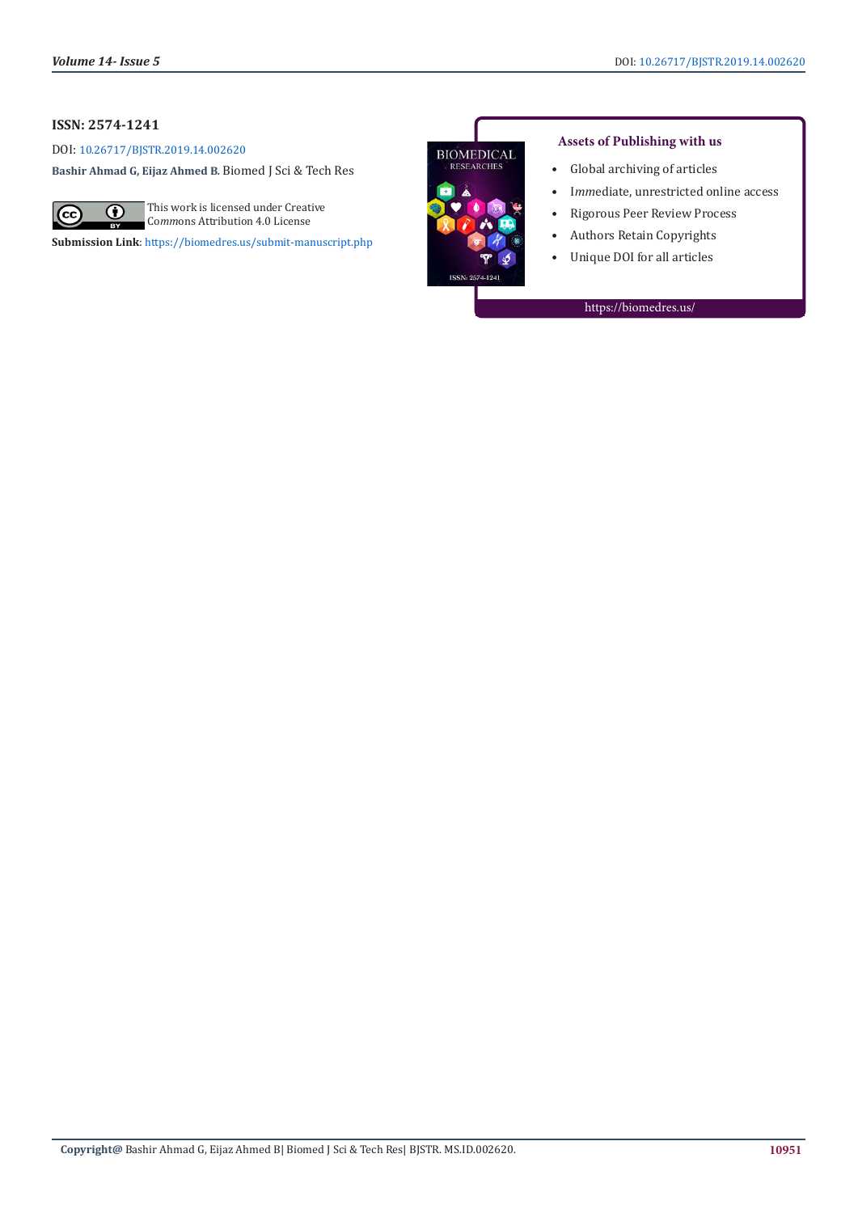**ISSN: 2574-1241**

DOI: 10.26717/BJSTR.2019.14.002620

**Bashir Ahmad G, Eijaz Ahmed B.** Biomed J Sci & Tech Res

This work is licensed under Creative Commons Attribution 4.0 License

**Submission Link**: https://biomedres.us/submit-manuscript.php

**Assets of Publishing with us**

- Global archiving of articles
- Immediate, unrestricted online access
- Rigorous Peer Review Process
- Authors Retain Copyrights
- Unique DOI for all articles

https://biomedres.us/